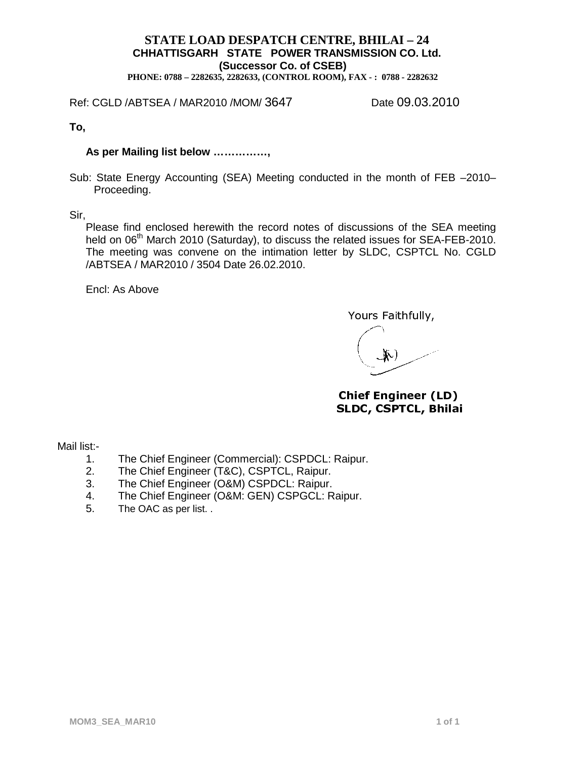# STATE LOAD DESPATCH CENTRE, BHILAI – 24

**CHHATTISGARH STATE POWER TRANSMISSION CO. Ltd.**
**(Successor Co. of CSEB)**
**PHONE: 0788 – 2282635, 2282633, (CONTROL ROOM), FAX - : 0788 - 2282632**

Ref: CGLD /ABTSEA / MAR2010 /MOM/ 3647 Date 09.03.2010

**To,**

**As per Mailing list below ……………,**

Sub: State Energy Accounting (SEA) Meeting conducted in the month of FEB –2010– Proceeding.

Sir,

Please find enclosed herewith the record notes of discussions of the SEA meeting held on 06th March 2010 (Saturday), to discuss the related issues for SEA-FEB-2010. The meeting was convene on the intimation letter by SLDC, CSPTCL No. CGLD /ABTSEA / MAR2010 / 3504 Date 26.02.2010.

Encl: As Above

Yours Faithfully,

**Chief Engineer (LD)**
**SLDC, CSPTCL, Bhilai**

Mail list:-

1. The Chief Engineer (Commercial): CSPDCL: Raipur.
2. The Chief Engineer (T&C), CSPTCL, Raipur.
3. The Chief Engineer (O&M) CSPDCL: Raipur.
4. The Chief Engineer (O&M: GEN) CSPGCL: Raipur.
5. The OAC as per list. .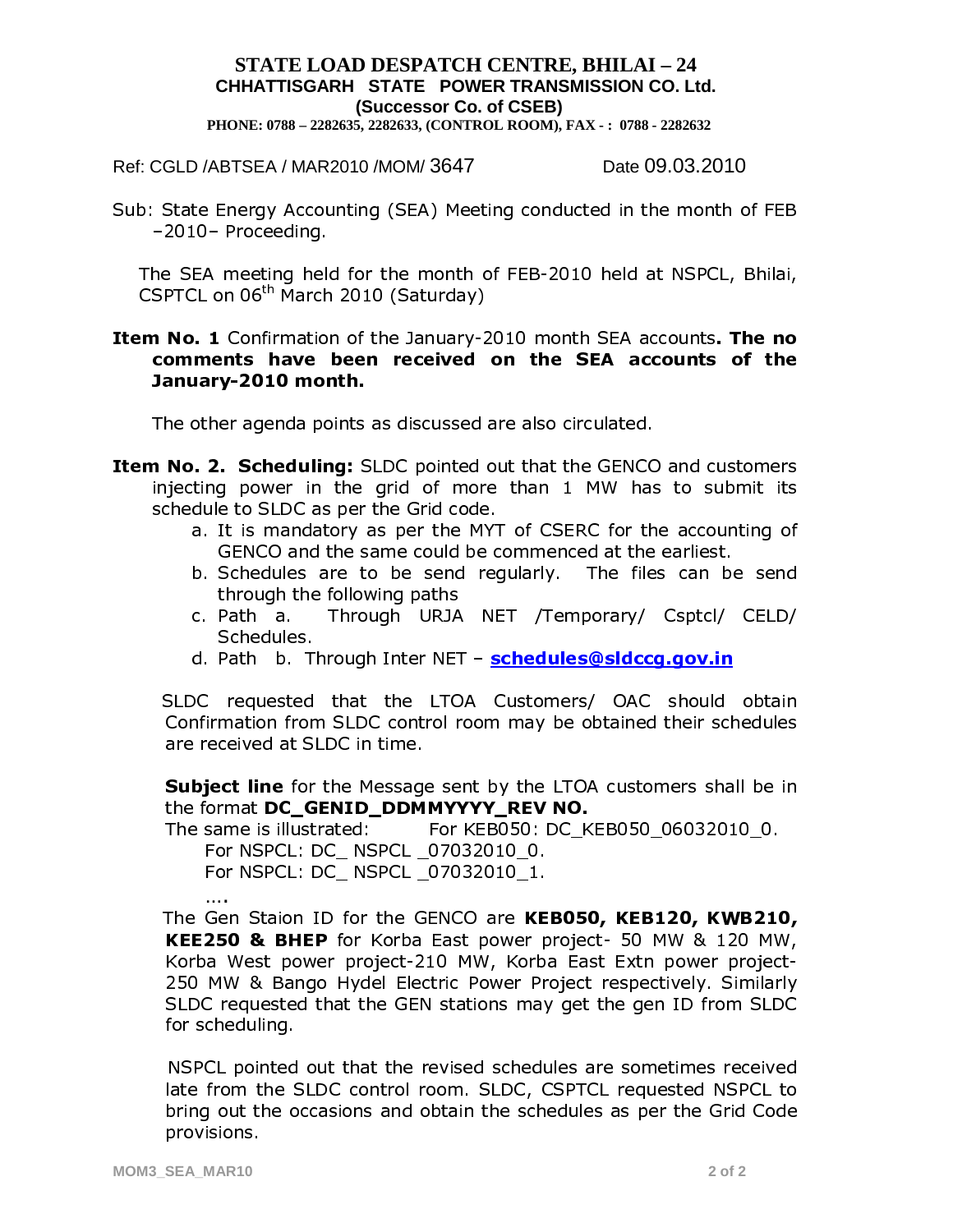**STATE LOAD DESPATCH CENTRE, BHILAI – 24**
**CHHATTISGARH STATE POWER TRANSMISSION CO. Ltd.**
**(Successor Co. of CSEB)**
**PHONE: 0788 – 2282635, 2282633, (CONTROL ROOM), FAX - : 0788 - 2282632**

Ref: CGLD /ABTSEA / MAR2010 /MOM/ 3647 Date 09.03.2010

Sub: State Energy Accounting (SEA) Meeting conducted in the month of FEB –2010– Proceeding.

The SEA meeting held for the month of FEB-2010 held at NSPCL, Bhilai, CSPTCL on 06th March 2010 (Saturday)

**Item No. 1** Confirmation of the January-2010 month SEA accounts**. The no comments have been received on the SEA accounts of the January-2010 month.**

The other agenda points as discussed are also circulated.

**Item No. 2. Scheduling:** SLDC pointed out that the GENCO and customers injecting power in the grid of more than 1 MW has to submit its schedule to SLDC as per the Grid code.

a. It is mandatory as per the MYT of CSERC for the accounting of GENCO and the same could be commenced at the earliest.
b. Schedules are to be send regularly. The files can be send through the following paths
c. Path a. Through URJA NET /Temporary/ Csptcl/ CELD/ Schedules.
d. Path b. Through Inter NET – **schedules@sldccg.gov.in**

SLDC requested that the LTOA Customers/ OAC should obtain Confirmation from SLDC control room may be obtained their schedules are received at SLDC in time.

**Subject line** for the Message sent by the LTOA customers shall be in the format **DC_GENID_DDMMYYYY_REV NO.**

The same is illustrated: For KEB050: DC_KEB050_06032010_0.
For NSPCL: DC_ NSPCL _07032010_0.
For NSPCL: DC_ NSPCL _07032010_1.
….

The Gen Staion ID for the GENCO are **KEB050, KEB120, KWB210, KEE250 & BHEP** for Korba East power project- 50 MW & 120 MW, Korba West power project-210 MW, Korba East Extn power project-250 MW & Bango Hydel Electric Power Project respectively. Similarly SLDC requested that the GEN stations may get the gen ID from SLDC for scheduling.

NSPCL pointed out that the revised schedules are sometimes received late from the SLDC control room. SLDC, CSPTCL requested NSPCL to bring out the occasions and obtain the schedules as per the Grid Code provisions.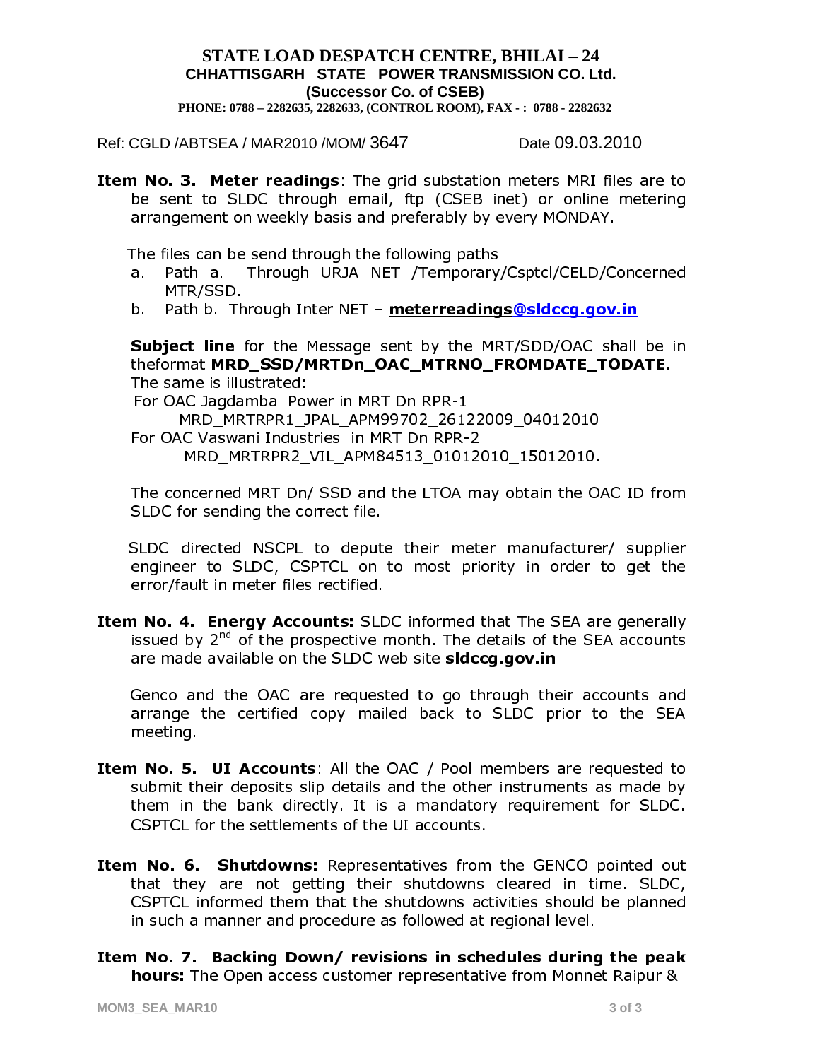**STATE LOAD DESPATCH CENTRE, BHILAI – 24**
**CHHATTISGARH STATE POWER TRANSMISSION CO. Ltd.**
**(Successor Co. of CSEB)**
**PHONE: 0788 – 2282635, 2282633, (CONTROL ROOM), FAX - : 0788 - 2282632**

Ref: CGLD /ABTSEA / MAR2010 /MOM/ 3647 Date 09.03.2010

**Item No. 3. Meter readings**: The grid substation meters MRI files are to be sent to SLDC through email, ftp (CSEB inet) or online metering arrangement on weekly basis and preferably by every MONDAY.

The files can be send through the following paths

a. Path a. Through URJA NET /Temporary/Csptcl/CELD/Concerned MTR/SSD.
b. Path b. Through Inter NET – **meterreadings@sldccg.gov.in**

**Subject line** for the Message sent by the MRT/SDD/OAC shall be in theformat **MRD_SSD/MRTDn_OAC_MTRNO_FROMDATE_TODATE**.
The same is illustrated:
For OAC Jagdamba Power in MRT Dn RPR-1
MRD_MRTRPR1_JPAL_APM99702_26122009_04012010
For OAC Vaswani Industries in MRT Dn RPR-2
MRD_MRTRPR2_VIL_APM84513_01012010_15012010.

The concerned MRT Dn/ SSD and the LTOA may obtain the OAC ID from SLDC for sending the correct file.

SLDC directed NSCPL to depute their meter manufacturer/ supplier engineer to SLDC, CSPTCL on to most priority in order to get the error/fault in meter files rectified.

**Item No. 4. Energy Accounts:** SLDC informed that The SEA are generally issued by 2nd of the prospective month. The details of the SEA accounts are made available on the SLDC web site **sldccg.gov.in**

Genco and the OAC are requested to go through their accounts and arrange the certified copy mailed back to SLDC prior to the SEA meeting.

**Item No. 5. UI Accounts**: All the OAC / Pool members are requested to submit their deposits slip details and the other instruments as made by them in the bank directly. It is a mandatory requirement for SLDC. CSPTCL for the settlements of the UI accounts.

**Item No. 6. Shutdowns:** Representatives from the GENCO pointed out that they are not getting their shutdowns cleared in time. SLDC, CSPTCL informed them that the shutdowns activities should be planned in such a manner and procedure as followed at regional level.

**Item No. 7. Backing Down/ revisions in schedules during the peak hours:** The Open access customer representative from Monnet Raipur &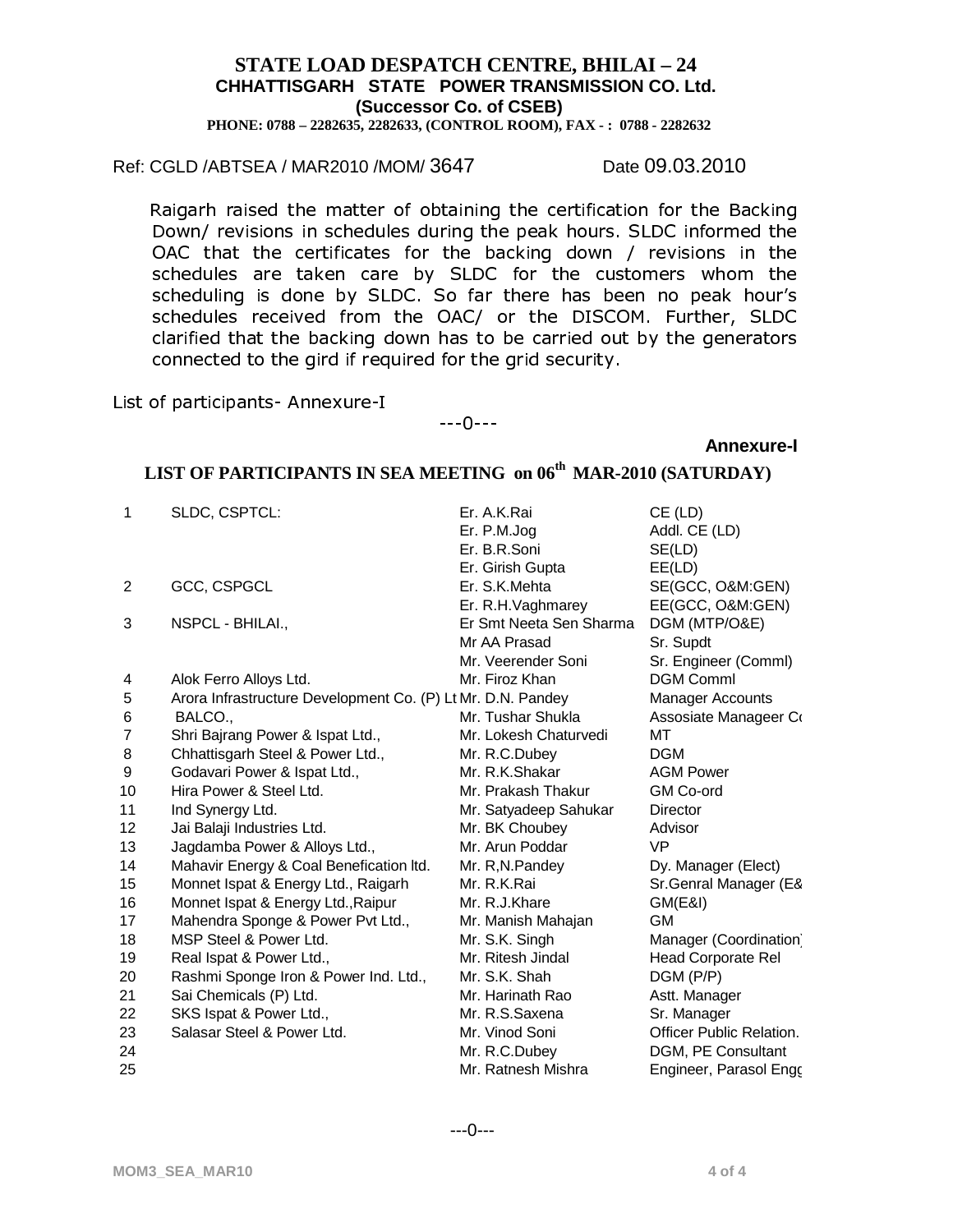**STATE LOAD DESPATCH CENTRE, BHILAI – 24**
**CHHATTISGARH STATE POWER TRANSMISSION CO. Ltd.**
**(Successor Co. of CSEB)**
**PHONE: 0788 – 2282635, 2282633, (CONTROL ROOM), FAX - : 0788 - 2282632**

Ref: CGLD /ABTSEA / MAR2010 /MOM/ 3647 Date 09.03.2010

Raigarh raised the matter of obtaining the certification for the Backing Down/ revisions in schedules during the peak hours. SLDC informed the OAC that the certificates for the backing down / revisions in the schedules are taken care by SLDC for the customers whom the scheduling is done by SLDC. So far there has been no peak hour's schedules received from the OAC/ or the DISCOM. Further, SLDC clarified that the backing down has to be carried out by the generators connected to the gird if required for the grid security.

List of participants- Annexure-I

---0---

**Annexure-I**

## LIST OF PARTICIPANTS IN SEA MEETING on 06th MAR-2010 (SATURDAY)

| | | | |
|---|---|---|---|
| 1 | SLDC, CSPTCL: | Er. A.K.Rai | CE (LD) |
| | | Er. P.M.Jog | Addl. CE (LD) |
| | | Er. B.R.Soni | SE(LD) |
| | | Er. Girish Gupta | EE(LD) |
| 2 | GCC, CSPGCL | Er. S.K.Mehta | SE(GCC, O&M:GEN) |
| | | Er. R.H.Vaghmarey | EE(GCC, O&M:GEN) |
| 3 | NSPCL - BHILAI., | Er Smt Neeta Sen Sharma | DGM (MTP/O&E) |
| | | Mr AA Prasad | Sr. Supdt |
| | | Mr. Veerender Soni | Sr. Engineer (Comml) |
| 4 | Alok Ferro Alloys Ltd. | Mr. Firoz Khan | DGM Comml |
| 5 | Arora Infrastructure Development Co. (P) Lt | Mr. D.N. Pandey | Manager Accounts |
| 6 | BALCO., | Mr. Tushar Shukla | Assosiate Manageer Co |
| 7 | Shri Bajrang Power & Ispat Ltd., | Mr. Lokesh Chaturvedi | MT |
| 8 | Chhattisgarh Steel & Power Ltd., | Mr. R.C.Dubey | DGM |
| 9 | Godavari Power & Ispat Ltd., | Mr. R.K.Shakar | AGM Power |
| 10 | Hira Power & Steel Ltd. | Mr. Prakash Thakur | GM Co-ord |
| 11 | Ind Synergy Ltd. | Mr. Satyadeep Sahukar | Director |
| 12 | Jai Balaji Industries Ltd. | Mr. BK Choubey | Advisor |
| 13 | Jagdamba Power & Alloys Ltd., | Mr. Arun Poddar | VP |
| 14 | Mahavir Energy & Coal Benefication ltd. | Mr. R,N.Pandey | Dy. Manager (Elect) |
| 15 | Monnet Ispat & Energy Ltd., Raigarh | Mr. R.K.Rai | Sr.Genral Manager (E& |
| 16 | Monnet Ispat & Energy Ltd.,Raipur | Mr. R.J.Khare | GM(E&I) |
| 17 | Mahendra Sponge & Power Pvt Ltd., | Mr. Manish Mahajan | GM |
| 18 | MSP Steel & Power Ltd. | Mr. S.K. Singh | Manager (Coordination) |
| 19 | Real Ispat & Power Ltd., | Mr. Ritesh Jindal | Head Corporate Rel |
| 20 | Rashmi Sponge Iron & Power Ind. Ltd., | Mr. S.K. Shah | DGM (P/P) |
| 21 | Sai Chemicals (P) Ltd. | Mr. Harinath Rao | Astt. Manager |
| 22 | SKS Ispat & Power Ltd., | Mr. R.S.Saxena | Sr. Manager |
| 23 | Salasar Steel & Power Ltd. | Mr. Vinod Soni | Officer Public Relation. |
| 24 | | Mr. R.C.Dubey | DGM, PE Consultant |
| 25 | | Mr. Ratnesh Mishra | Engineer, Parasol Engg |

---0---